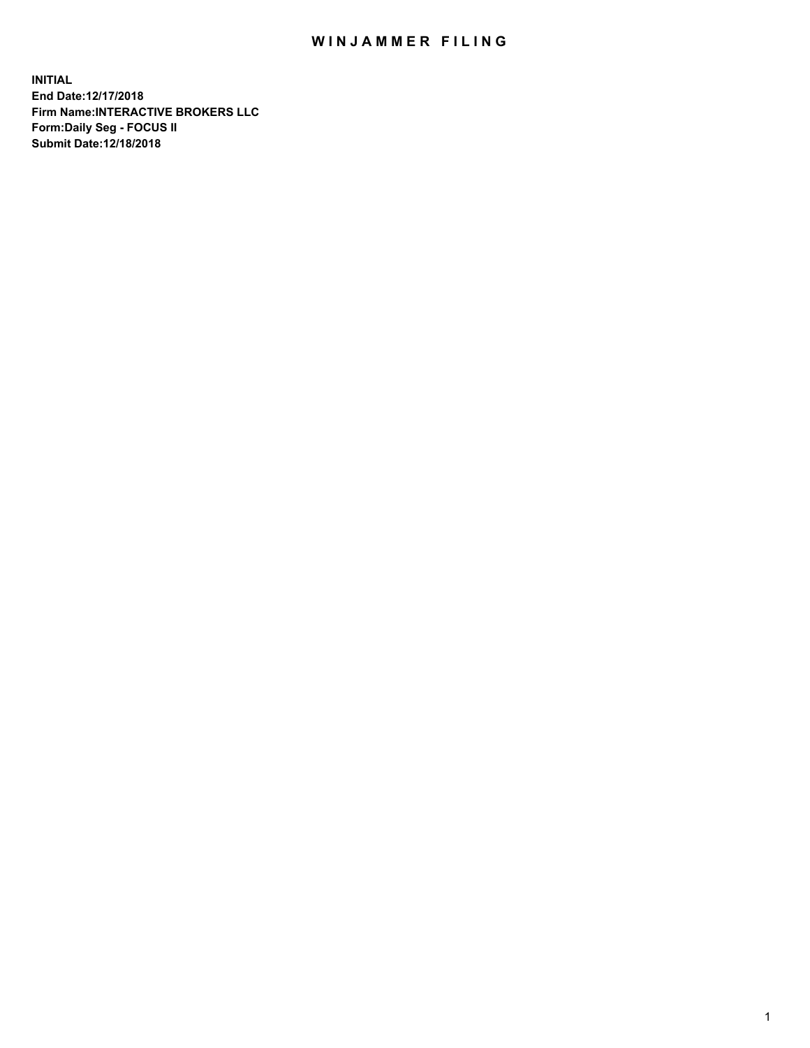# WINJAMMER FILING

**INITIAL**
**End Date:12/17/2018**
**Firm Name:INTERACTIVE BROKERS LLC**
**Form:Daily Seg - FOCUS II**
**Submit Date:12/18/2018**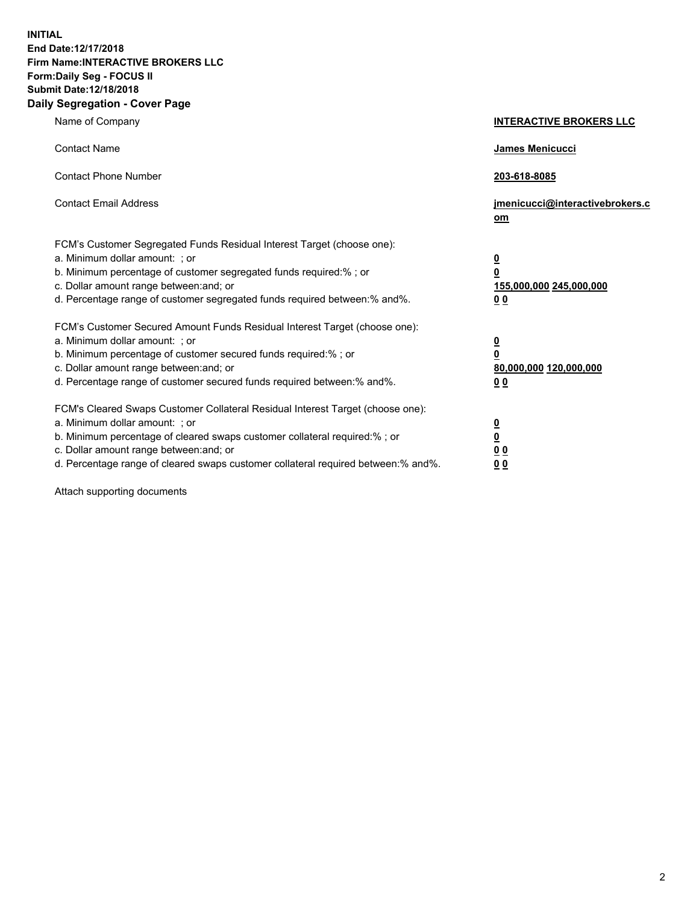**INITIAL**
**End Date:12/17/2018**
**Firm Name:INTERACTIVE BROKERS LLC**
**Form:Daily Seg - FOCUS II**
**Submit Date:12/18/2018**

## Daily Segregation - Cover Page

| | |
|---|---|
| Name of Company | **INTERACTIVE BROKERS LLC** |
| Contact Name | **James Menicucci** |
| Contact Phone Number | **203-618-8085** |
| Contact Email Address | **jmenicucci@interactivebrokers.com** |

FCM's Customer Segregated Funds Residual Interest Target (choose one):

| | |
|---|---|
| a. Minimum dollar amount: ; or | **0** |
| b. Minimum percentage of customer segregated funds required:% ; or | **0** |
| c. Dollar amount range between:and; or | **155,000,000 245,000,000** |
| d. Percentage range of customer segregated funds required between:% and%. | **0 0** |

FCM's Customer Secured Amount Funds Residual Interest Target (choose one):

| | |
|---|---|
| a. Minimum dollar amount: ; or | **0** |
| b. Minimum percentage of customer secured funds required:% ; or | **0** |
| c. Dollar amount range between:and; or | **80,000,000 120,000,000** |
| d. Percentage range of customer secured funds required between:% and%. | **0 0** |

FCM's Cleared Swaps Customer Collateral Residual Interest Target (choose one):

| | |
|---|---|
| a. Minimum dollar amount: ; or | **0** |
| b. Minimum percentage of cleared swaps customer collateral required:% ; or | **0** |
| c. Dollar amount range between:and; or | **0 0** |
| d. Percentage range of cleared swaps customer collateral required between:% and%. | **0 0** |

Attach supporting documents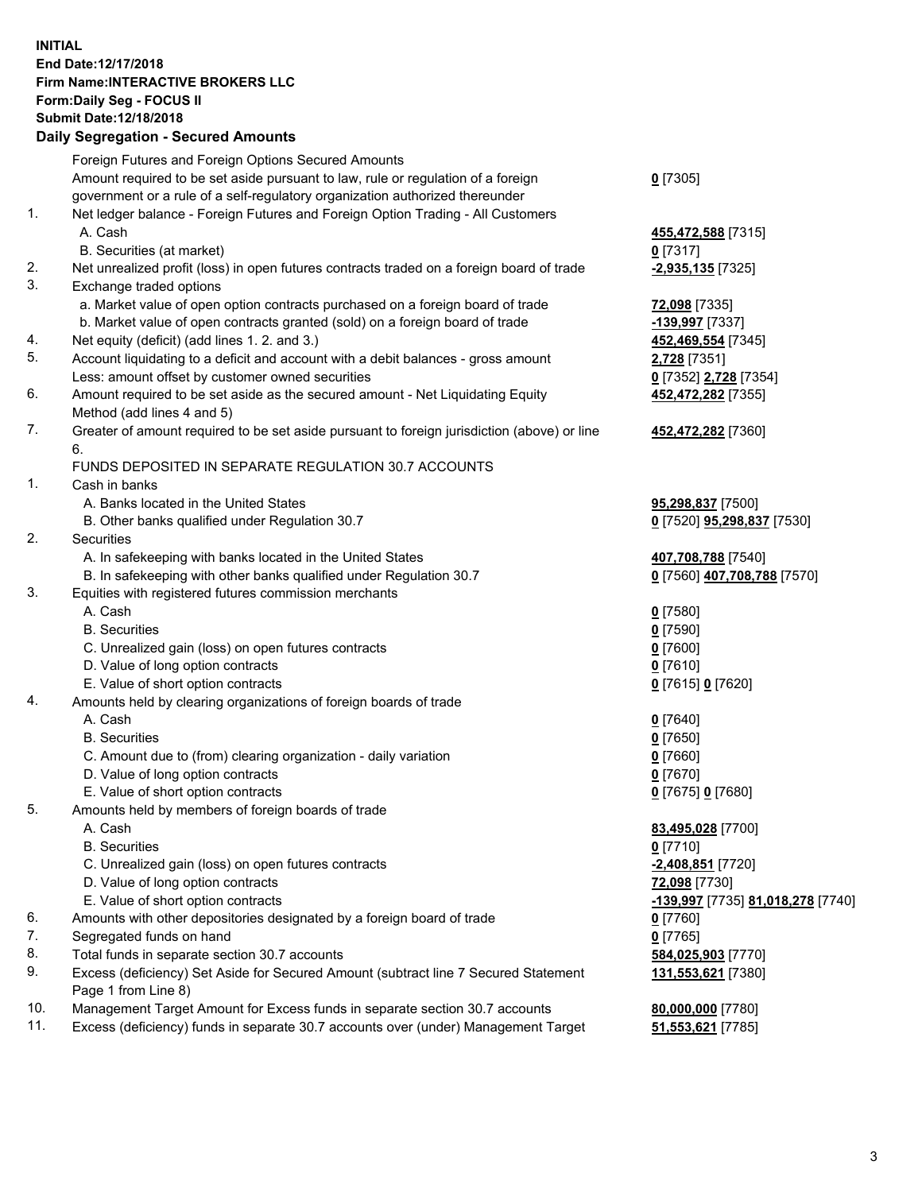**INITIAL**
**End Date:12/17/2018**
**Firm Name:INTERACTIVE BROKERS LLC**
**Form:Daily Seg - FOCUS II**
**Submit Date:12/18/2018**

## Daily Segregation - Secured Amounts

| | | |
|---|---|---|
| | Foreign Futures and Foreign Options Secured Amounts | |
| | Amount required to be set aside pursuant to law, rule or regulation of a foreign government or a rule of a self-regulatory organization authorized thereunder | **0** [7305] |
| 1. | Net ledger balance - Foreign Futures and Foreign Option Trading - All Customers | |
| | A. Cash | **455,472,588** [7315] |
| | B. Securities (at market) | **0** [7317] |
| 2. | Net unrealized profit (loss) in open futures contracts traded on a foreign board of trade | **-2,935,135** [7325] |
| 3. | Exchange traded options | |
| | a. Market value of open option contracts purchased on a foreign board of trade | **72,098** [7335] |
| | b. Market value of open contracts granted (sold) on a foreign board of trade | **-139,997** [7337] |
| 4. | Net equity (deficit) (add lines 1. 2. and 3.) | **452,469,554** [7345] |
| 5. | Account liquidating to a deficit and account with a debit balances - gross amount | **2,728** [7351] |
| | Less: amount offset by customer owned securities | **0** [7352] **2,728** [7354] |
| 6. | Amount required to be set aside as the secured amount - Net Liquidating Equity Method (add lines 4 and 5) | **452,472,282** [7355] |
| 7. | Greater of amount required to be set aside pursuant to foreign jurisdiction (above) or line 6. | **452,472,282** [7360] |
| | FUNDS DEPOSITED IN SEPARATE REGULATION 30.7 ACCOUNTS | |
| 1. | Cash in banks | |
| | A. Banks located in the United States | **95,298,837** [7500] |
| | B. Other banks qualified under Regulation 30.7 | **0** [7520] **95,298,837** [7530] |
| 2. | Securities | |
| | A. In safekeeping with banks located in the United States | **407,708,788** [7540] |
| | B. In safekeeping with other banks qualified under Regulation 30.7 | **0** [7560] **407,708,788** [7570] |
| 3. | Equities with registered futures commission merchants | |
| | A. Cash | **0** [7580] |
| | B. Securities | **0** [7590] |
| | C. Unrealized gain (loss) on open futures contracts | **0** [7600] |
| | D. Value of long option contracts | **0** [7610] |
| | E. Value of short option contracts | **0** [7615] **0** [7620] |
| 4. | Amounts held by clearing organizations of foreign boards of trade | |
| | A. Cash | **0** [7640] |
| | B. Securities | **0** [7650] |
| | C. Amount due to (from) clearing organization - daily variation | **0** [7660] |
| | D. Value of long option contracts | **0** [7670] |
| | E. Value of short option contracts | **0** [7675] **0** [7680] |
| 5. | Amounts held by members of foreign boards of trade | |
| | A. Cash | **83,495,028** [7700] |
| | B. Securities | **0** [7710] |
| | C. Unrealized gain (loss) on open futures contracts | **-2,408,851** [7720] |
| | D. Value of long option contracts | **72,098** [7730] |
| | E. Value of short option contracts | **-139,997** [7735] **81,018,278** [7740] |
| 6. | Amounts with other depositories designated by a foreign board of trade | **0** [7760] |
| 7. | Segregated funds on hand | **0** [7765] |
| 8. | Total funds in separate section 30.7 accounts | **584,025,903** [7770] |
| 9. | Excess (deficiency) Set Aside for Secured Amount (subtract line 7 Secured Statement Page 1 from Line 8) | **131,553,621** [7380] |
| 10. | Management Target Amount for Excess funds in separate section 30.7 accounts | **80,000,000** [7780] |
| 11. | Excess (deficiency) funds in separate 30.7 accounts over (under) Management Target | **51,553,621** [7785] |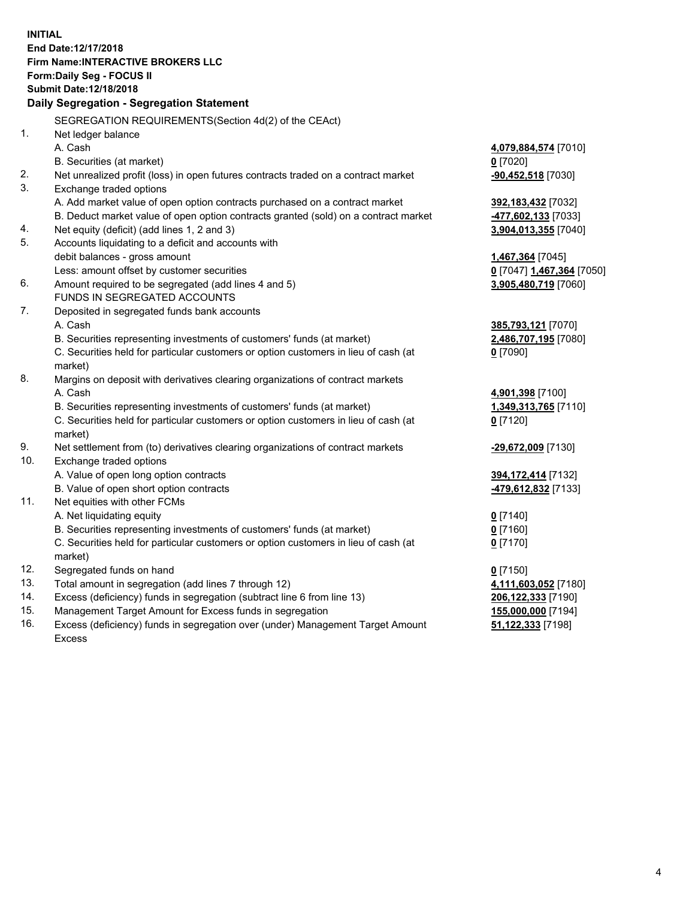**INITIAL**
**End Date:12/17/2018**
**Firm Name:INTERACTIVE BROKERS LLC**
**Form:Daily Seg - FOCUS II**
**Submit Date:12/18/2018**

**Daily Segregation - Segregation Statement**

SEGREGATION REQUIREMENTS(Section 4d(2) of the CEAct)

| | | |
|---|---|---|
| 1. | Net ledger balance | |
| | A. Cash | **4,079,884,574** [7010] |
| | B. Securities (at market) | **0** [7020] |
| 2. | Net unrealized profit (loss) in open futures contracts traded on a contract market | **-90,452,518** [7030] |
| 3. | Exchange traded options | |
| | A. Add market value of open option contracts purchased on a contract market | **392,183,432** [7032] |
| | B. Deduct market value of open option contracts granted (sold) on a contract market | **-477,602,133** [7033] |
| 4. | Net equity (deficit) (add lines 1, 2 and 3) | **3,904,013,355** [7040] |
| 5. | Accounts liquidating to a deficit and accounts with debit balances - gross amount | **1,467,364** [7045] |
| | Less: amount offset by customer securities | **0** [7047] **1,467,364** [7050] |
| 6. | Amount required to be segregated (add lines 4 and 5) | **3,905,480,719** [7060] |
| | FUNDS IN SEGREGATED ACCOUNTS | |
| 7. | Deposited in segregated funds bank accounts | |
| | A. Cash | **385,793,121** [7070] |
| | B. Securities representing investments of customers' funds (at market) | **2,486,707,195** [7080] |
| | C. Securities held for particular customers or option customers in lieu of cash (at market) | **0** [7090] |
| 8. | Margins on deposit with derivatives clearing organizations of contract markets | |
| | A. Cash | **4,901,398** [7100] |
| | B. Securities representing investments of customers' funds (at market) | **1,349,313,765** [7110] |
| | C. Securities held for particular customers or option customers in lieu of cash (at market) | **0** [7120] |
| 9. | Net settlement from (to) derivatives clearing organizations of contract markets | **-29,672,009** [7130] |
| 10. | Exchange traded options | |
| | A. Value of open long option contracts | **394,172,414** [7132] |
| | B. Value of open short option contracts | **-479,612,832** [7133] |
| 11. | Net equities with other FCMs | |
| | A. Net liquidating equity | **0** [7140] |
| | B. Securities representing investments of customers' funds (at market) | **0** [7160] |
| | C. Securities held for particular customers or option customers in lieu of cash (at market) | **0** [7170] |
| 12. | Segregated funds on hand | **0** [7150] |
| 13. | Total amount in segregation (add lines 7 through 12) | **4,111,603,052** [7180] |
| 14. | Excess (deficiency) funds in segregation (subtract line 6 from line 13) | **206,122,333** [7190] |
| 15. | Management Target Amount for Excess funds in segregation | **155,000,000** [7194] |
| 16. | Excess (deficiency) funds in segregation over (under) Management Target Amount Excess | **51,122,333** [7198] |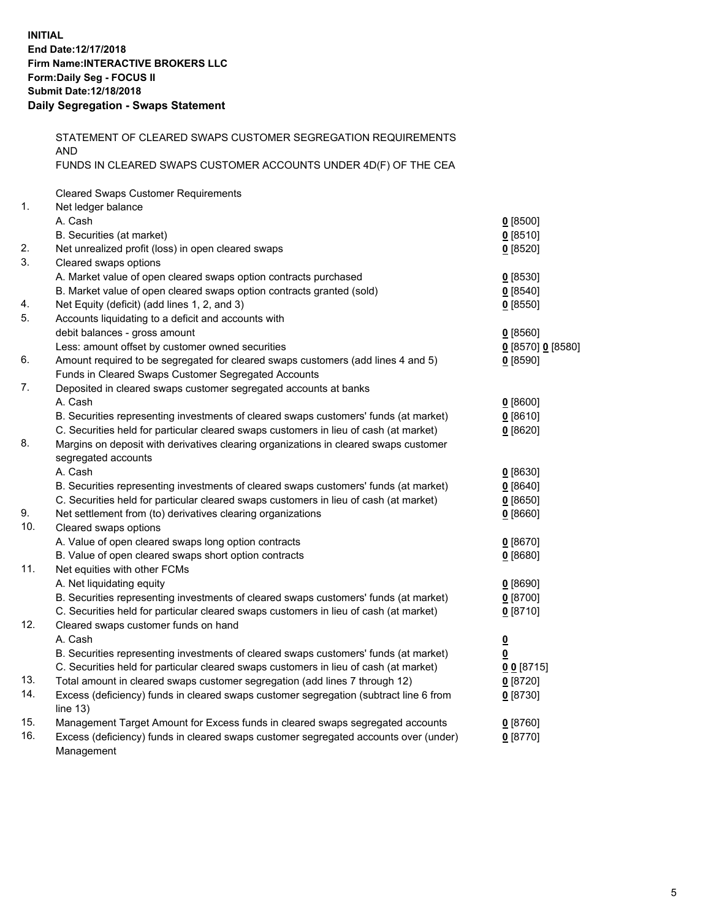**INITIAL**
**End Date:12/17/2018**
**Firm Name:INTERACTIVE BROKERS LLC**
**Form:Daily Seg - FOCUS II**
**Submit Date:12/18/2018**
**Daily Segregation - Swaps Statement**

STATEMENT OF CLEARED SWAPS CUSTOMER SEGREGATION REQUIREMENTS AND FUNDS IN CLEARED SWAPS CUSTOMER ACCOUNTS UNDER 4D(F) OF THE CEA

| | | |
|---|---|---|
| | Cleared Swaps Customer Requirements | |
| 1. | Net ledger balance | |
| | A. Cash | 0 [8500] |
| | B. Securities (at market) | 0 [8510] |
| 2. | Net unrealized profit (loss) in open cleared swaps | 0 [8520] |
| 3. | Cleared swaps options | |
| | A. Market value of open cleared swaps option contracts purchased | 0 [8530] |
| | B. Market value of open cleared swaps option contracts granted (sold) | 0 [8540] |
| 4. | Net Equity (deficit) (add lines 1, 2, and 3) | 0 [8550] |
| 5. | Accounts liquidating to a deficit and accounts with debit balances - gross amount | 0 [8560] |
| | Less: amount offset by customer owned securities | 0 [8570] 0 [8580] |
| 6. | Amount required to be segregated for cleared swaps customers (add lines 4 and 5) | 0 [8590] |
| | Funds in Cleared Swaps Customer Segregated Accounts | |
| 7. | Deposited in cleared swaps customer segregated accounts at banks | |
| | A. Cash | 0 [8600] |
| | B. Securities representing investments of cleared swaps customers' funds (at market) | 0 [8610] |
| | C. Securities held for particular cleared swaps customers in lieu of cash (at market) | 0 [8620] |
| 8. | Margins on deposit with derivatives clearing organizations in cleared swaps customer segregated accounts | |
| | A. Cash | 0 [8630] |
| | B. Securities representing investments of cleared swaps customers' funds (at market) | 0 [8640] |
| | C. Securities held for particular cleared swaps customers in lieu of cash (at market) | 0 [8650] |
| 9. | Net settlement from (to) derivatives clearing organizations | 0 [8660] |
| 10. | Cleared swaps options | |
| | A. Value of open cleared swaps long option contracts | 0 [8670] |
| | B. Value of open cleared swaps short option contracts | 0 [8680] |
| 11. | Net equities with other FCMs | |
| | A. Net liquidating equity | 0 [8690] |
| | B. Securities representing investments of cleared swaps customers' funds (at market) | 0 [8700] |
| | C. Securities held for particular cleared swaps customers in lieu of cash (at market) | 0 [8710] |
| 12. | Cleared swaps customer funds on hand | |
| | A. Cash | 0 |
| | B. Securities representing investments of cleared swaps customers' funds (at market) | 0 |
| | C. Securities held for particular cleared swaps customers in lieu of cash (at market) | 0 0 [8715] |
| 13. | Total amount in cleared swaps customer segregation (add lines 7 through 12) | 0 [8720] |
| 14. | Excess (deficiency) funds in cleared swaps customer segregation (subtract line 6 from line 13) | 0 [8730] |
| 15. | Management Target Amount for Excess funds in cleared swaps segregated accounts | 0 [8760] |
| 16. | Excess (deficiency) funds in cleared swaps customer segregated accounts over (under) Management | 0 [8770] |